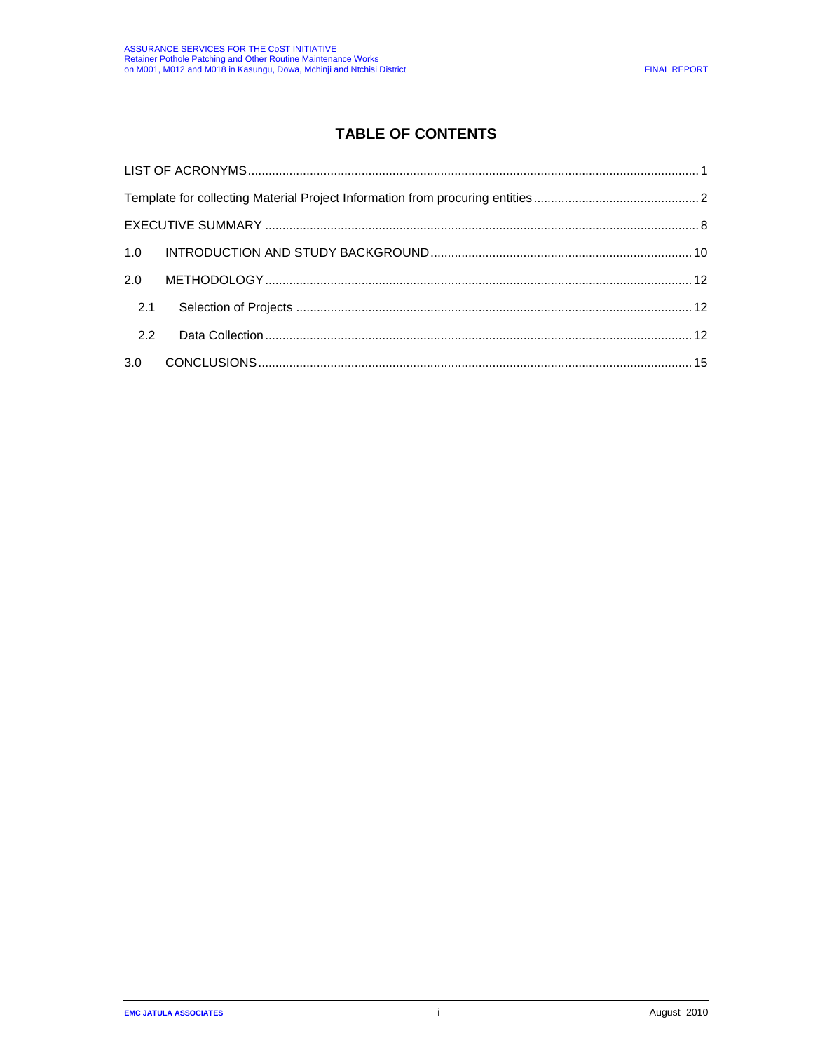# TABLE OF CONTENTS

LIST OF ACRONYMS .......... 1

Template for collecting Material Project Information from procuring entities .......... 2

EXECUTIVE SUMMARY .......... 8

1.0 INTRODUCTION AND STUDY BACKGROUND .......... 10

2.0 METHODOLOGY .......... 12

- 2.1 Selection of Projects .......... 12
- 2.2 Data Collection .......... 12

3.0 CONCLUSIONS .......... 15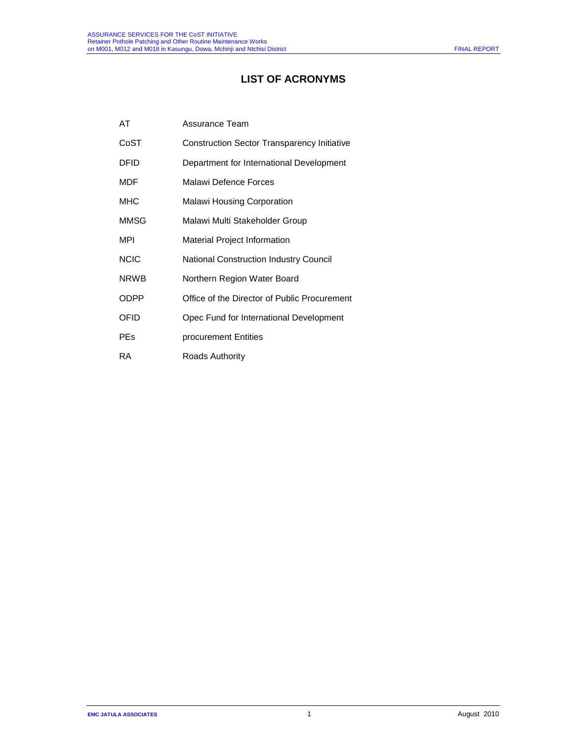# LIST OF ACRONYMS

| | |
|---|---|
| AT | Assurance Team |
| CoST | Construction Sector Transparency Initiative |
| DFID | Department for International Development |
| MDF | Malawi Defence Forces |
| MHC | Malawi Housing Corporation |
| MMSG | Malawi Multi Stakeholder Group |
| MPI | Material Project Information |
| NCIC | National Construction Industry Council |
| NRWB | Northern Region Water Board |
| ODPP | Office of the Director of Public Procurement |
| OFID | Opec Fund for International Development |
| PEs | procurement Entities |
| RA | Roads Authority |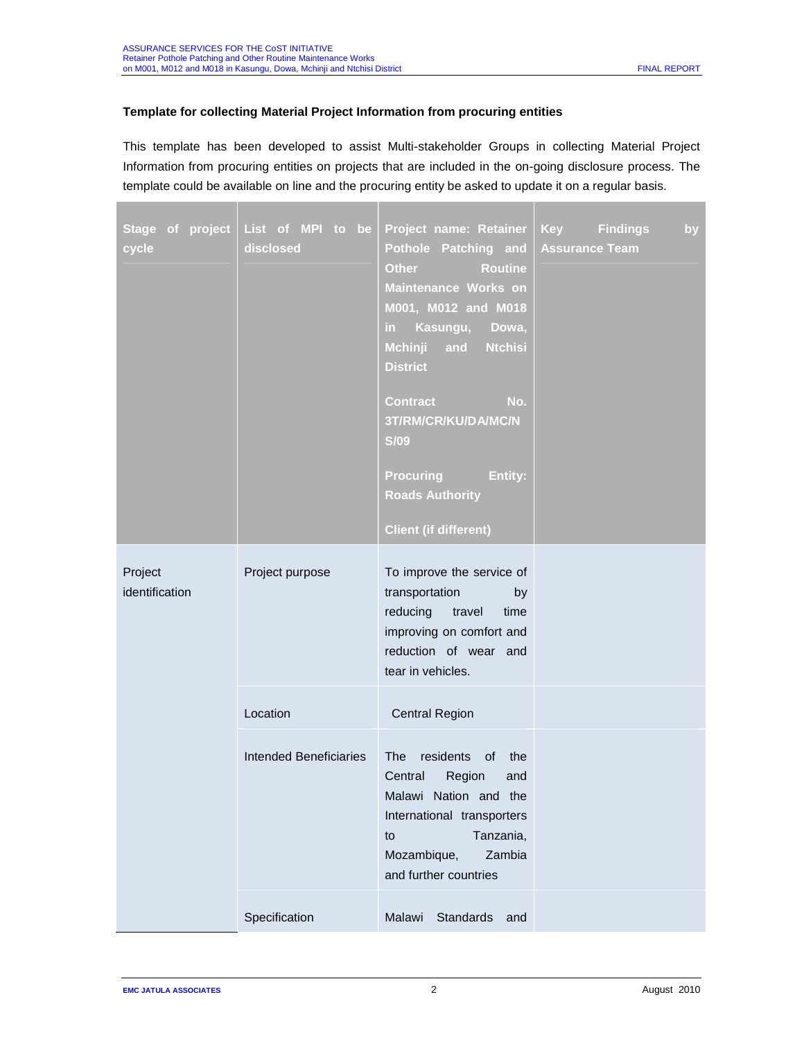**Template for collecting Material Project Information from procuring entities**

This template has been developed to assist Multi-stakeholder Groups in collecting Material Project Information from procuring entities on projects that are included in the on-going disclosure process. The template could be available on line and the procuring entity be asked to update it on a regular basis.

| Stage of project cycle | List of MPI to be disclosed | Project name: Retainer Pothole Patching and Other Routine Maintenance Works on M001, M012 and M018 in Kasungu, Dowa, Mchinji and Ntchisi District<br><br>Contract No. 3T/RM/CR/KU/DA/MC/NS/09<br><br>Procuring Entity: Roads Authority<br><br>Client (if different) | Key Findings by Assurance Team |
|---|---|---|---|
| Project identification | Project purpose | To improve the service of transportation by reducing travel time improving on comfort and reduction of wear and tear in vehicles. | |
| | Location | Central Region | |
| | Intended Beneficiaries | The residents of the Central Region and Malawi Nation and the International transporters to Tanzania, Mozambique, Zambia and further countries | |
| | Specification | Malawi Standards and | |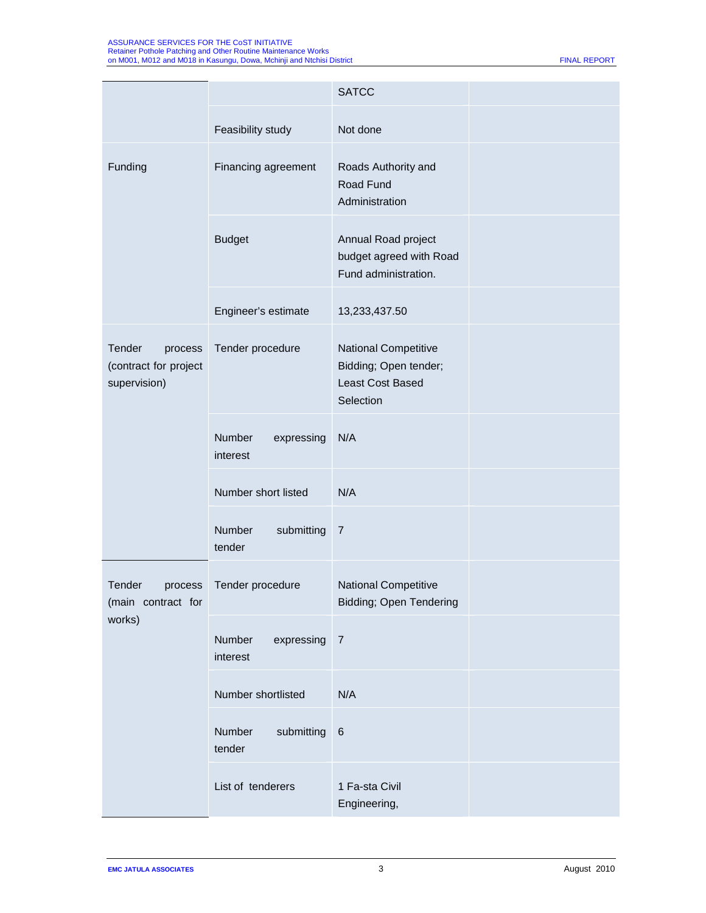| | | | |
|---|---|---|---|
| | | SATCC | |
| | Feasibility study | Not done | |
| Funding | Financing agreement | Roads Authority and Road Fund Administration | |
| | Budget | Annual Road project budget agreed with Road Fund administration. | |
| | Engineer's estimate | 13,233,437.50 | |
| Tender process (contract for project supervision) | Tender procedure | National Competitive Bidding; Open tender; Least Cost Based Selection | |
| | Number expressing interest | N/A | |
| | Number short listed | N/A | |
| | Number submitting tender | 7 | |
| Tender process (main contract for works) | Tender procedure | National Competitive Bidding; Open Tendering | |
| | Number expressing interest | 7 | |
| | Number shortlisted | N/A | |
| | Number submitting tender | 6 | |
| | List of tenderers | 1 Fa-sta Civil Engineering, | |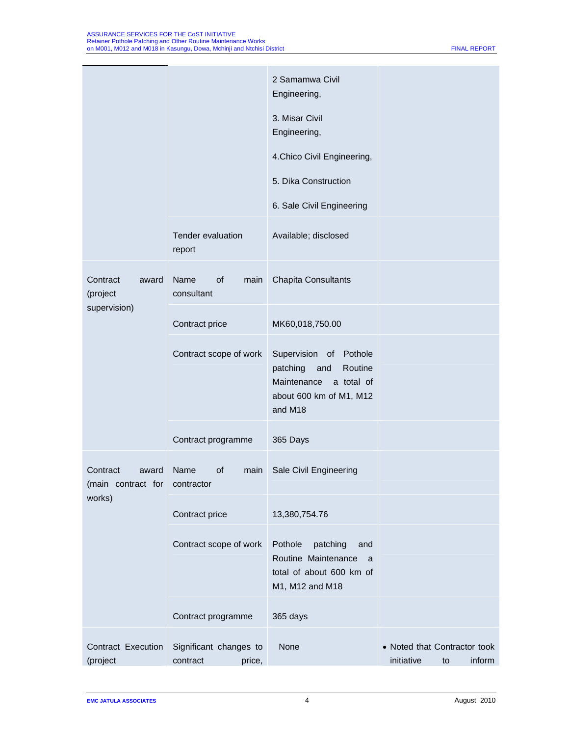| | | | |
|---|---|---|---|
| | | 2 Samamwa Civil Engineering,<br><br>3. Misar Civil Engineering,<br><br>4.Chico Civil Engineering,<br><br>5. Dika Construction<br><br>6. Sale Civil Engineering | |
| | Tender evaluation report | Available; disclosed | |
| Contract award (project supervision) | Name of main consultant | Chapita Consultants | |
| | Contract price | MK60,018,750.00 | |
| | Contract scope of work | Supervision of Pothole patching and Routine Maintenance a total of about 600 km of M1, M12 and M18 | |
| | Contract programme | 365 Days | |
| Contract award (main contract for works) | Name of main contractor | Sale Civil Engineering | |
| | Contract price | 13,380,754.76 | |
| | Contract scope of work | Pothole patching and Routine Maintenance a total of about 600 km of M1, M12 and M18 | |
| | Contract programme | 365 days | |
| Contract Execution (project | Significant changes to contract price, | None | • Noted that Contractor took initiative to inform |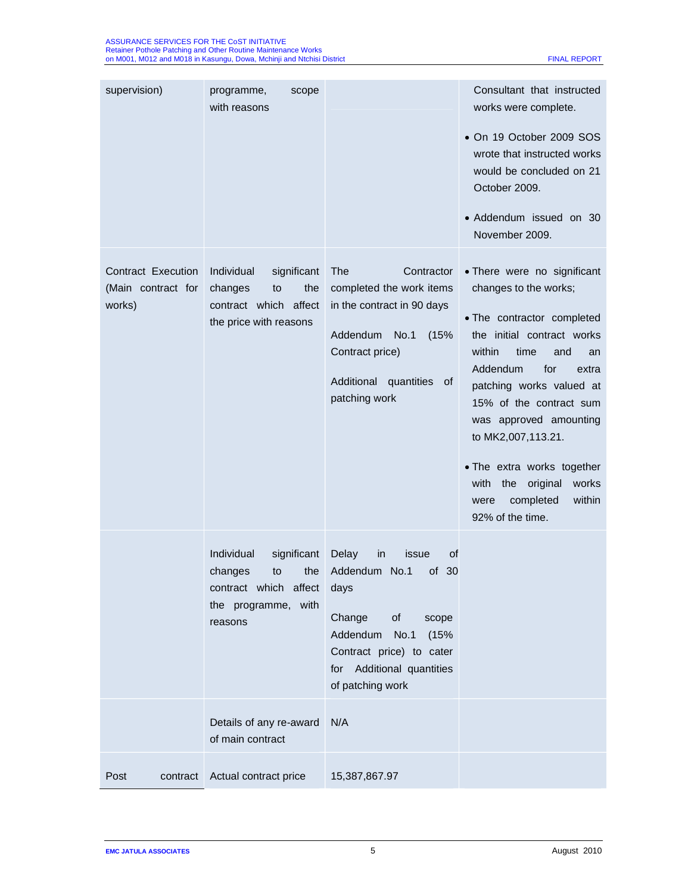| | | | |
|---|---|---|---|
| supervision) | programme, scope with reasons | | Consultant that instructed works were complete.<br>• On 19 October 2009 SOS wrote that instructed works would be concluded on 21 October 2009.<br>• Addendum issued on 30 November 2009. |
| Contract Execution (Main contract for works) | Individual significant changes to the contract which affect the price with reasons | The Contractor completed the work items in the contract in 90 days<br>Addendum No.1 (15% Contract price)<br>Additional quantities of patching work | • There were no significant changes to the works;<br>• The contractor completed the initial contract works within time and an Addendum for extra patching works valued at 15% of the contract sum was approved amounting to MK2,007,113.21.<br>• The extra works together with the original works were completed within 92% of the time. |
| | Individual significant changes to the contract which affect the programme, with reasons | Delay in issue of Addendum No.1 of 30 days<br>Change of scope Addendum No.1 (15% Contract price) to cater for Additional quantities of patching work | |
| | Details of any re-award of main contract | N/A | |
| Post contract | Actual contract price | 15,387,867.97 | |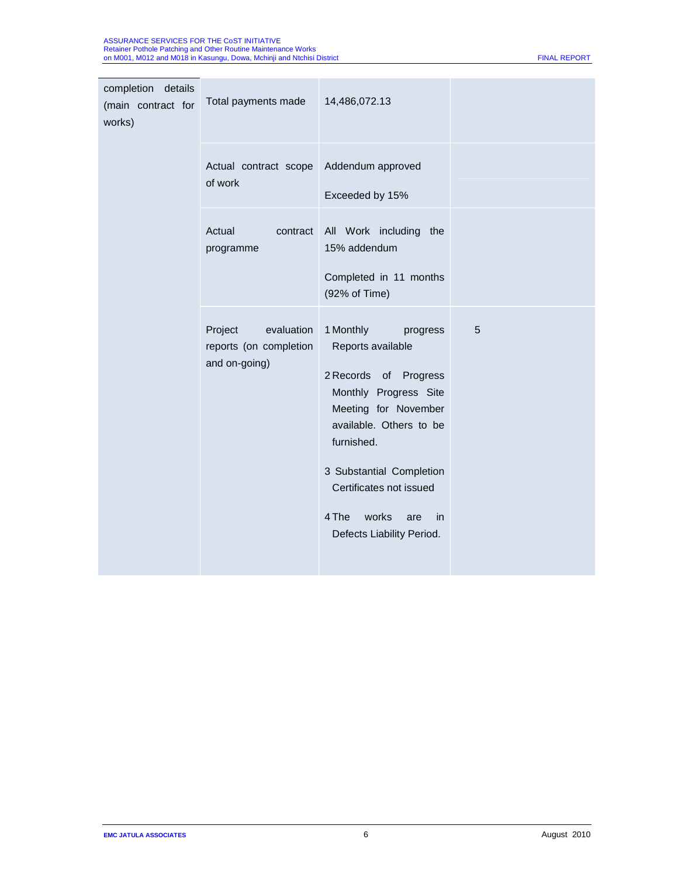| | | | |
|---|---|---|---|
| completion details (main contract for works) | Total payments made | 14,486,072.13 | |
| | Actual contract scope of work | Addendum approved<br><br>Exceeded by 15% | |
| | Actual contract programme | All Work including the 15% addendum<br><br>Completed in 11 months (92% of Time) | |
| | Project evaluation reports (on completion and on-going) | 1 Monthly progress Reports available<br><br>2 Records of Progress Monthly Progress Site Meeting for November available. Others to be furnished.<br><br>3 Substantial Completion Certificates not issued<br><br>4 The works are in Defects Liability Period. | 5 |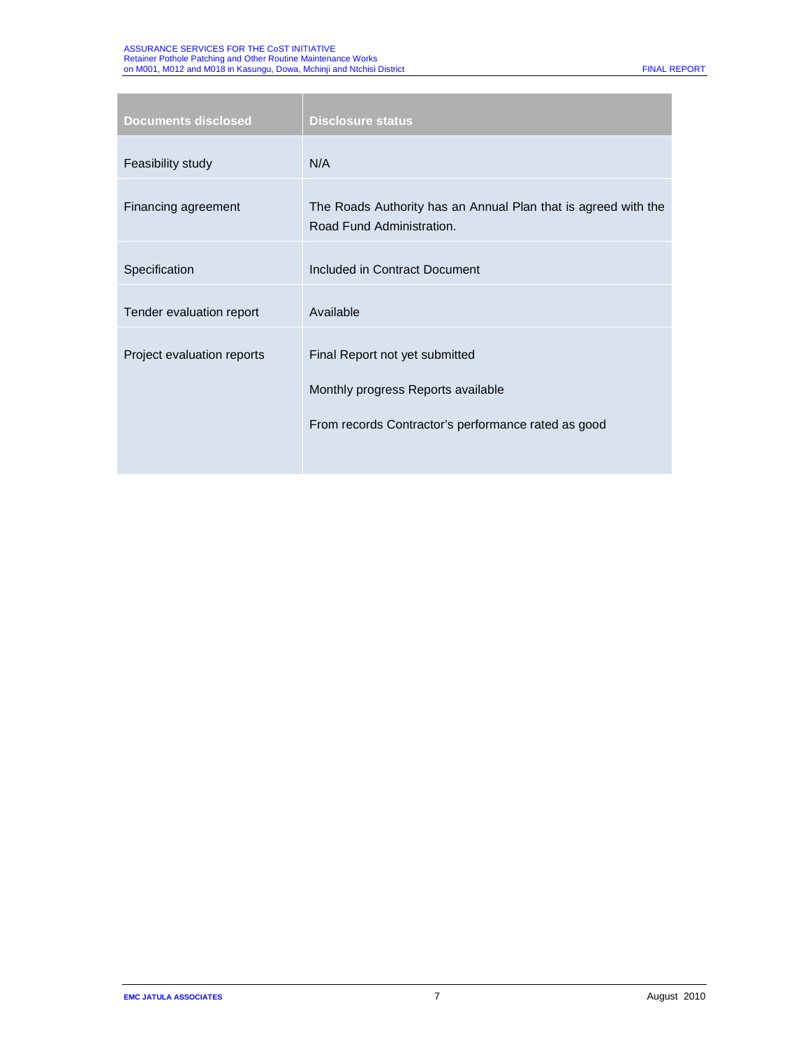| Documents disclosed | Disclosure status |
| --- | --- |
| Feasibility study | N/A |
| Financing agreement | The Roads Authority has an Annual Plan that is agreed with the Road Fund Administration. |
| Specification | Included in Contract Document |
| Tender evaluation report | Available |
| Project evaluation reports | Final Report not yet submitted<br><br>Monthly progress Reports available<br><br>From records Contractor's performance rated as good |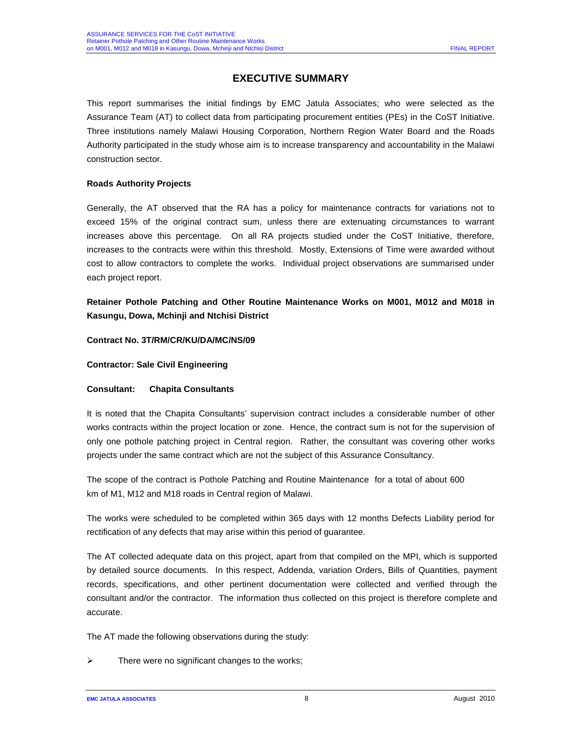# EXECUTIVE SUMMARY

This report summarises the initial findings by EMC Jatula Associates; who were selected as the Assurance Team (AT) to collect data from participating procurement entities (PEs) in the CoST Initiative. Three institutions namely Malawi Housing Corporation, Northern Region Water Board and the Roads Authority participated in the study whose aim is to increase transparency and accountability in the Malawi construction sector.

**Roads Authority Projects**

Generally, the AT observed that the RA has a policy for maintenance contracts for variations not to exceed 15% of the original contract sum, unless there are extenuating circumstances to warrant increases above this percentage. On all RA projects studied under the CoST Initiative, therefore, increases to the contracts were within this threshold. Mostly, Extensions of Time were awarded without cost to allow contractors to complete the works. Individual project observations are summarised under each project report.

**Retainer Pothole Patching and Other Routine Maintenance Works on M001, M012 and M018 in Kasungu, Dowa, Mchinji and Ntchisi District**

**Contract No. 3T/RM/CR/KU/DA/MC/NS/09**

**Contractor: Sale Civil Engineering**

**Consultant: Chapita Consultants**

It is noted that the Chapita Consultants' supervision contract includes a considerable number of other works contracts within the project location or zone. Hence, the contract sum is not for the supervision of only one pothole patching project in Central region. Rather, the consultant was covering other works projects under the same contract which are not the subject of this Assurance Consultancy.

The scope of the contract is Pothole Patching and Routine Maintenance for a total of about 600 km of M1, M12 and M18 roads in Central region of Malawi.

The works were scheduled to be completed within 365 days with 12 months Defects Liability period for rectification of any defects that may arise within this period of guarantee.

The AT collected adequate data on this project, apart from that compiled on the MPI, which is supported by detailed source documents. In this respect, Addenda, variation Orders, Bills of Quantities, payment records, specifications, and other pertinent documentation were collected and verified through the consultant and/or the contractor. The information thus collected on this project is therefore complete and accurate.

The AT made the following observations during the study:

- There were no significant changes to the works;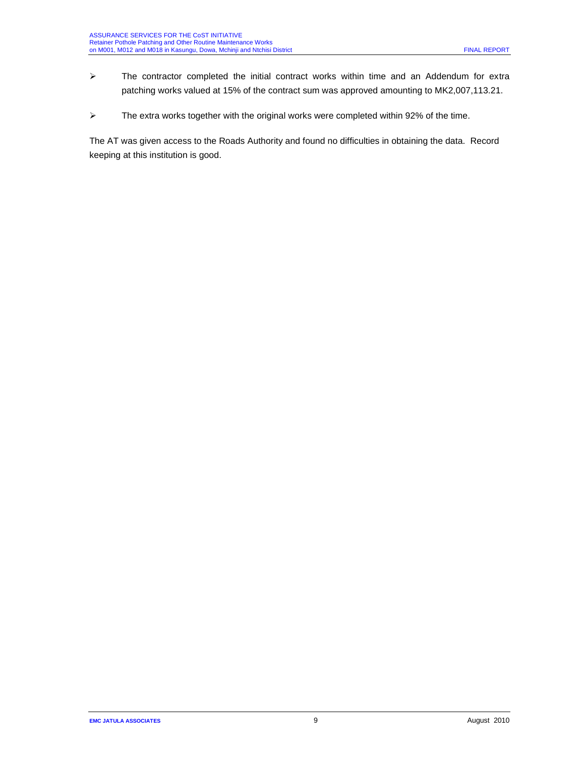- The contractor completed the initial contract works within time and an Addendum for extra patching works valued at 15% of the contract sum was approved amounting to MK2,007,113.21.
- The extra works together with the original works were completed within 92% of the time.

The AT was given access to the Roads Authority and found no difficulties in obtaining the data. Record keeping at this institution is good.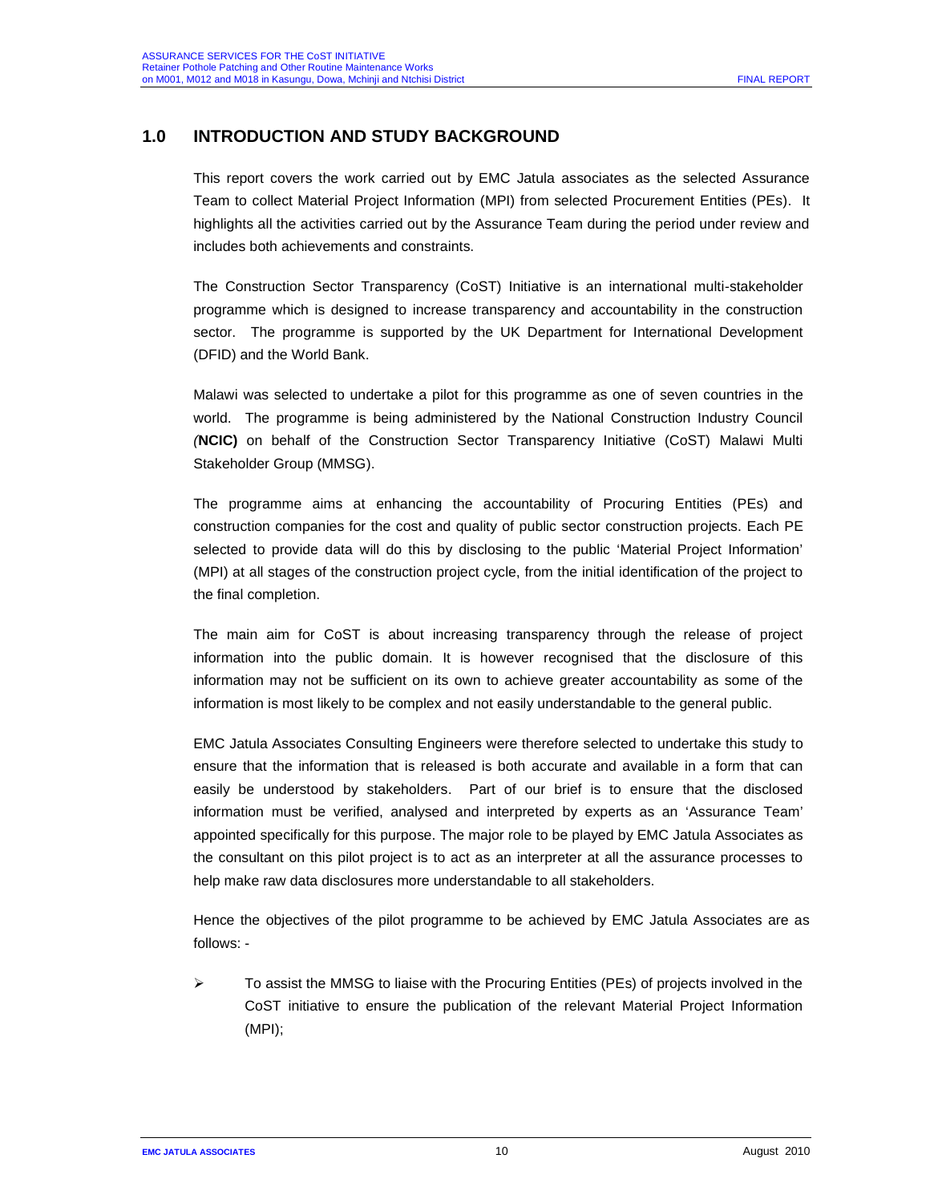# 1.0 INTRODUCTION AND STUDY BACKGROUND

This report covers the work carried out by EMC Jatula associates as the selected Assurance Team to collect Material Project Information (MPI) from selected Procurement Entities (PEs). It highlights all the activities carried out by the Assurance Team during the period under review and includes both achievements and constraints.

The Construction Sector Transparency (CoST) Initiative is an international multi-stakeholder programme which is designed to increase transparency and accountability in the construction sector. The programme is supported by the UK Department for International Development (DFID) and the World Bank.

Malawi was selected to undertake a pilot for this programme as one of seven countries in the world. The programme is being administered by the National Construction Industry Council *(***NCIC)** on behalf of the Construction Sector Transparency Initiative (CoST) Malawi Multi Stakeholder Group (MMSG).

The programme aims at enhancing the accountability of Procuring Entities (PEs) and construction companies for the cost and quality of public sector construction projects. Each PE selected to provide data will do this by disclosing to the public 'Material Project Information' (MPI) at all stages of the construction project cycle, from the initial identification of the project to the final completion.

The main aim for CoST is about increasing transparency through the release of project information into the public domain. It is however recognised that the disclosure of this information may not be sufficient on its own to achieve greater accountability as some of the information is most likely to be complex and not easily understandable to the general public.

EMC Jatula Associates Consulting Engineers were therefore selected to undertake this study to ensure that the information that is released is both accurate and available in a form that can easily be understood by stakeholders. Part of our brief is to ensure that the disclosed information must be verified, analysed and interpreted by experts as an 'Assurance Team' appointed specifically for this purpose. The major role to be played by EMC Jatula Associates as the consultant on this pilot project is to act as an interpreter at all the assurance processes to help make raw data disclosures more understandable to all stakeholders.

Hence the objectives of the pilot programme to be achieved by EMC Jatula Associates are as follows: -

- To assist the MMSG to liaise with the Procuring Entities (PEs) of projects involved in the CoST initiative to ensure the publication of the relevant Material Project Information (MPI);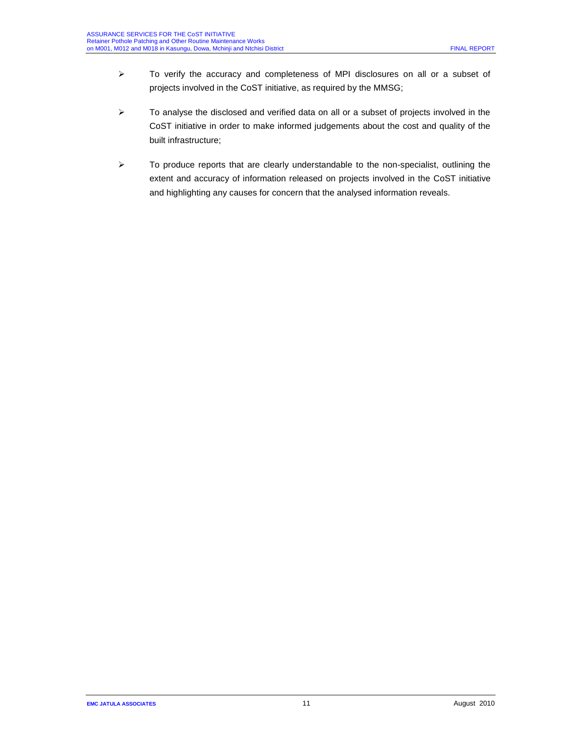- To verify the accuracy and completeness of MPI disclosures on all or a subset of projects involved in the CoST initiative, as required by the MMSG;
- To analyse the disclosed and verified data on all or a subset of projects involved in the CoST initiative in order to make informed judgements about the cost and quality of the built infrastructure;
- To produce reports that are clearly understandable to the non-specialist, outlining the extent and accuracy of information released on projects involved in the CoST initiative and highlighting any causes for concern that the analysed information reveals.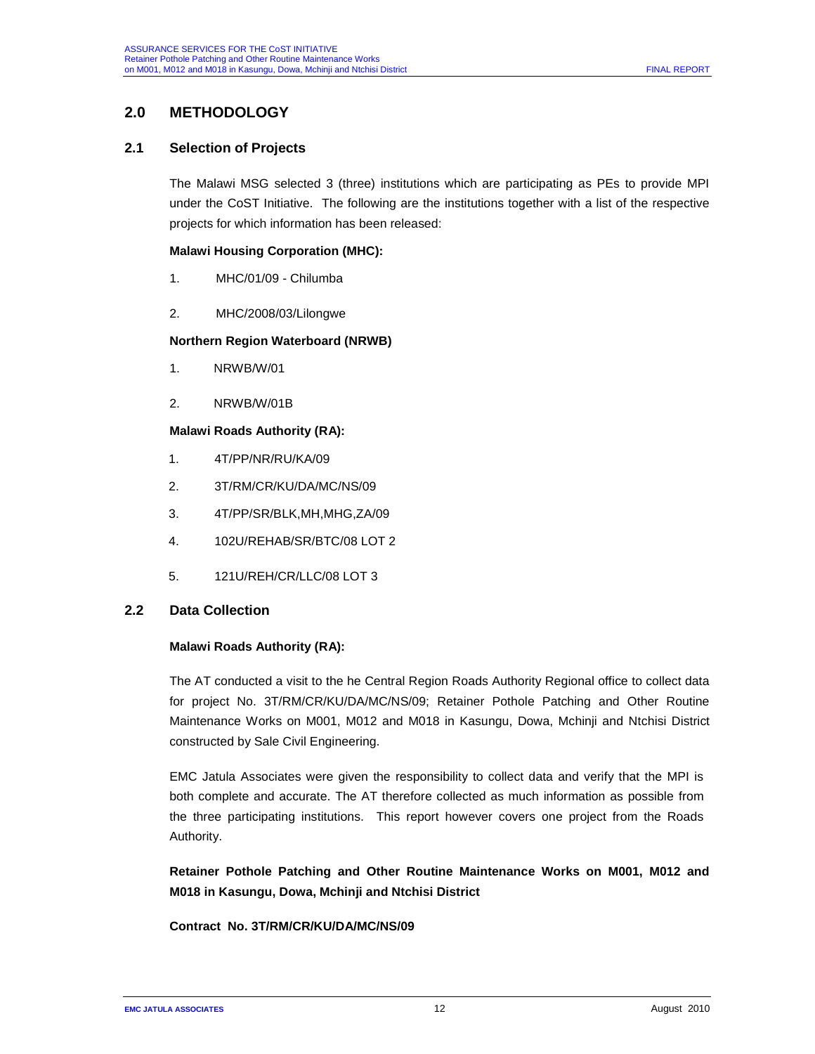## 2.0 METHODOLOGY

### 2.1 Selection of Projects

The Malawi MSG selected 3 (three) institutions which are participating as PEs to provide MPI under the CoST Initiative. The following are the institutions together with a list of the respective projects for which information has been released:

**Malawi Housing Corporation (MHC):**

1. MHC/01/09 - Chilumba
2. MHC/2008/03/Lilongwe

**Northern Region Waterboard (NRWB)**

1. NRWB/W/01
2. NRWB/W/01B

**Malawi Roads Authority (RA):**

1. 4T/PP/NR/RU/KA/09
2. 3T/RM/CR/KU/DA/MC/NS/09
3. 4T/PP/SR/BLK,MH,MHG,ZA/09
4. 102U/REHAB/SR/BTC/08 LOT 2
5. 121U/REH/CR/LLC/08 LOT 3

### 2.2 Data Collection

**Malawi Roads Authority (RA):**

The AT conducted a visit to the he Central Region Roads Authority Regional office to collect data for project No. 3T/RM/CR/KU/DA/MC/NS/09; Retainer Pothole Patching and Other Routine Maintenance Works on M001, M012 and M018 in Kasungu, Dowa, Mchinji and Ntchisi District constructed by Sale Civil Engineering.

EMC Jatula Associates were given the responsibility to collect data and verify that the MPI is both complete and accurate. The AT therefore collected as much information as possible from the three participating institutions. This report however covers one project from the Roads Authority.

**Retainer Pothole Patching and Other Routine Maintenance Works on M001, M012 and M018 in Kasungu, Dowa, Mchinji and Ntchisi District**

**Contract No. 3T/RM/CR/KU/DA/MC/NS/09**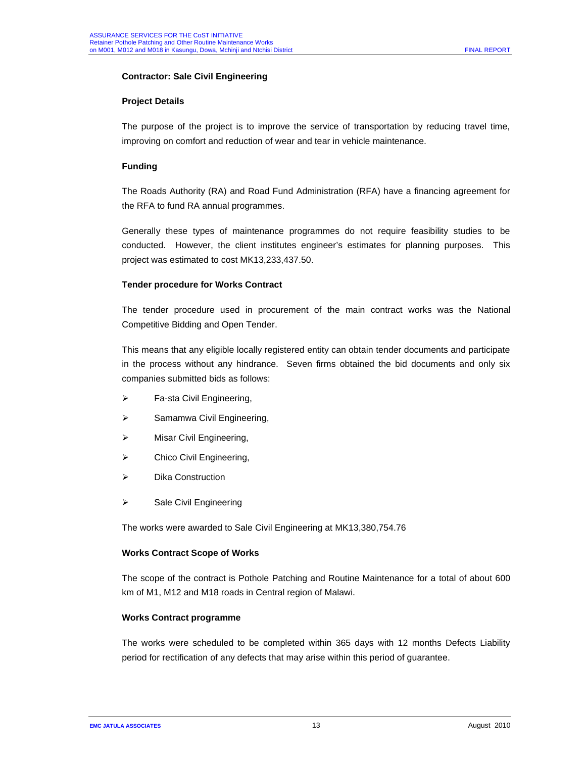**Contractor: Sale Civil Engineering**

**Project Details**

The purpose of the project is to improve the service of transportation by reducing travel time, improving on comfort and reduction of wear and tear in vehicle maintenance.

**Funding**

The Roads Authority (RA) and Road Fund Administration (RFA) have a financing agreement for the RFA to fund RA annual programmes.

Generally these types of maintenance programmes do not require feasibility studies to be conducted. However, the client institutes engineer's estimates for planning purposes. This project was estimated to cost MK13,233,437.50.

**Tender procedure for Works Contract**

The tender procedure used in procurement of the main contract works was the National Competitive Bidding and Open Tender.

This means that any eligible locally registered entity can obtain tender documents and participate in the process without any hindrance. Seven firms obtained the bid documents and only six companies submitted bids as follows:

- Fa-sta Civil Engineering,
- Samamwa Civil Engineering,
- Misar Civil Engineering,
- Chico Civil Engineering,
- Dika Construction
- Sale Civil Engineering

The works were awarded to Sale Civil Engineering at MK13,380,754.76

**Works Contract Scope of Works**

The scope of the contract is Pothole Patching and Routine Maintenance for a total of about 600 km of M1, M12 and M18 roads in Central region of Malawi.

**Works Contract programme**

The works were scheduled to be completed within 365 days with 12 months Defects Liability period for rectification of any defects that may arise within this period of guarantee.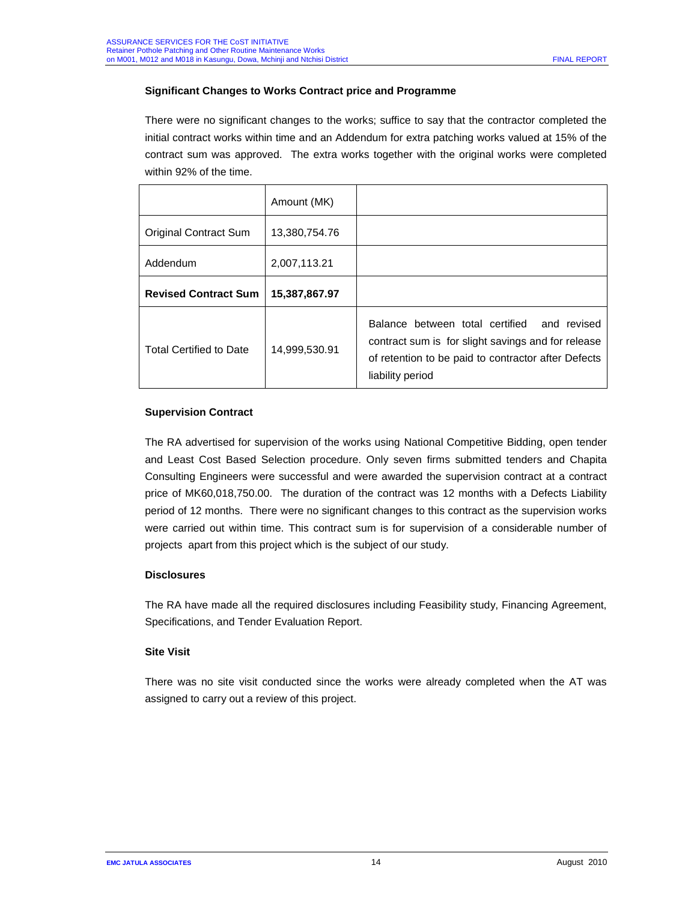### Significant Changes to Works Contract price and Programme

There were no significant changes to the works; suffice to say that the contractor completed the initial contract works within time and an Addendum for extra patching works valued at 15% of the contract sum was approved. The extra works together with the original works were completed within 92% of the time.

| | Amount (MK) | |
|---|---|---|
| Original Contract Sum | 13,380,754.76 | |
| Addendum | 2,007,113.21 | |
| **Revised Contract Sum** | **15,387,867.97** | |
| Total Certified to Date | 14,999,530.91 | Balance between total certified and revised contract sum is for slight savings and for release of retention to be paid to contractor after Defects liability period |

### Supervision Contract

The RA advertised for supervision of the works using National Competitive Bidding, open tender and Least Cost Based Selection procedure. Only seven firms submitted tenders and Chapita Consulting Engineers were successful and were awarded the supervision contract at a contract price of MK60,018,750.00. The duration of the contract was 12 months with a Defects Liability period of 12 months. There were no significant changes to this contract as the supervision works were carried out within time. This contract sum is for supervision of a considerable number of projects apart from this project which is the subject of our study.

### Disclosures

The RA have made all the required disclosures including Feasibility study, Financing Agreement, Specifications, and Tender Evaluation Report.

### Site Visit

There was no site visit conducted since the works were already completed when the AT was assigned to carry out a review of this project.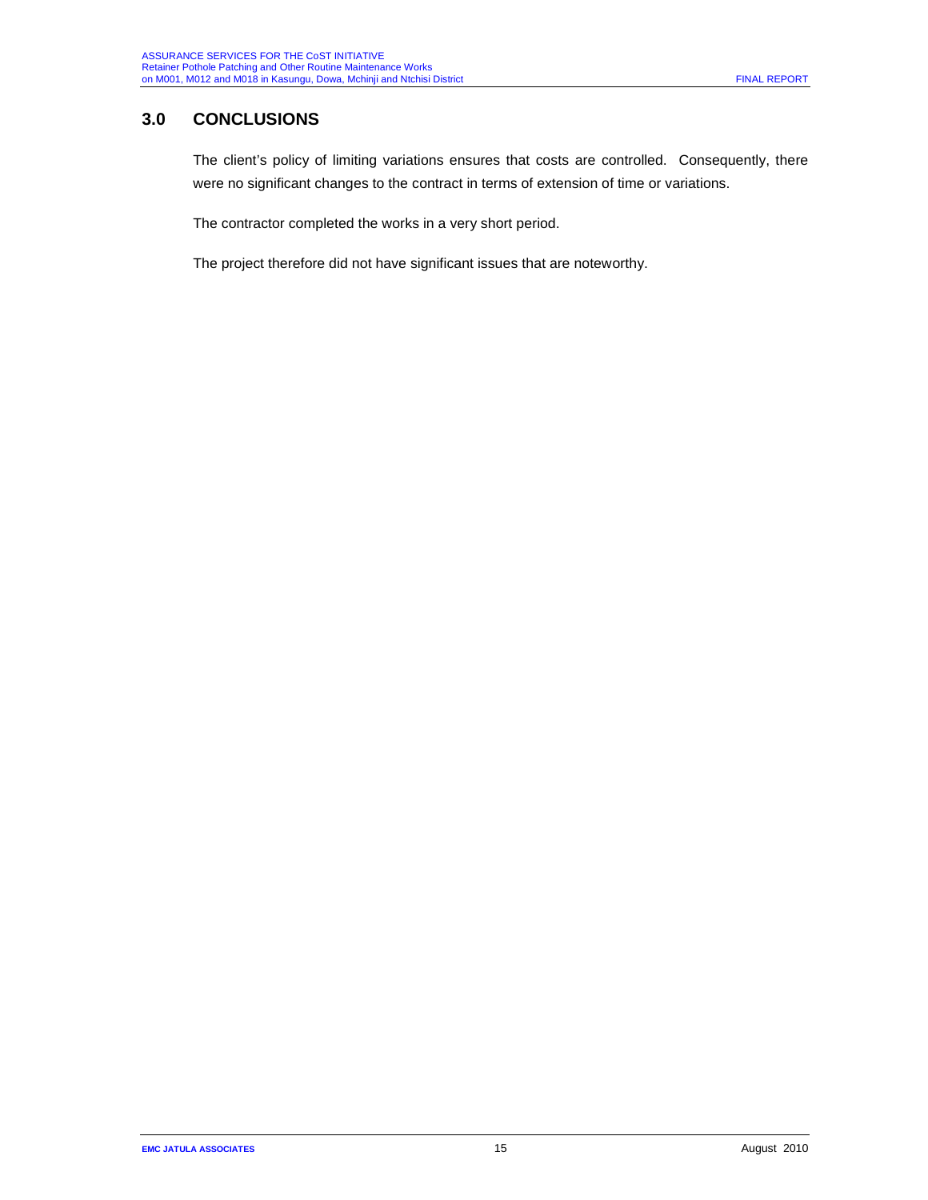## 3.0 CONCLUSIONS

The client's policy of limiting variations ensures that costs are controlled. Consequently, there were no significant changes to the contract in terms of extension of time or variations.

The contractor completed the works in a very short period.

The project therefore did not have significant issues that are noteworthy.